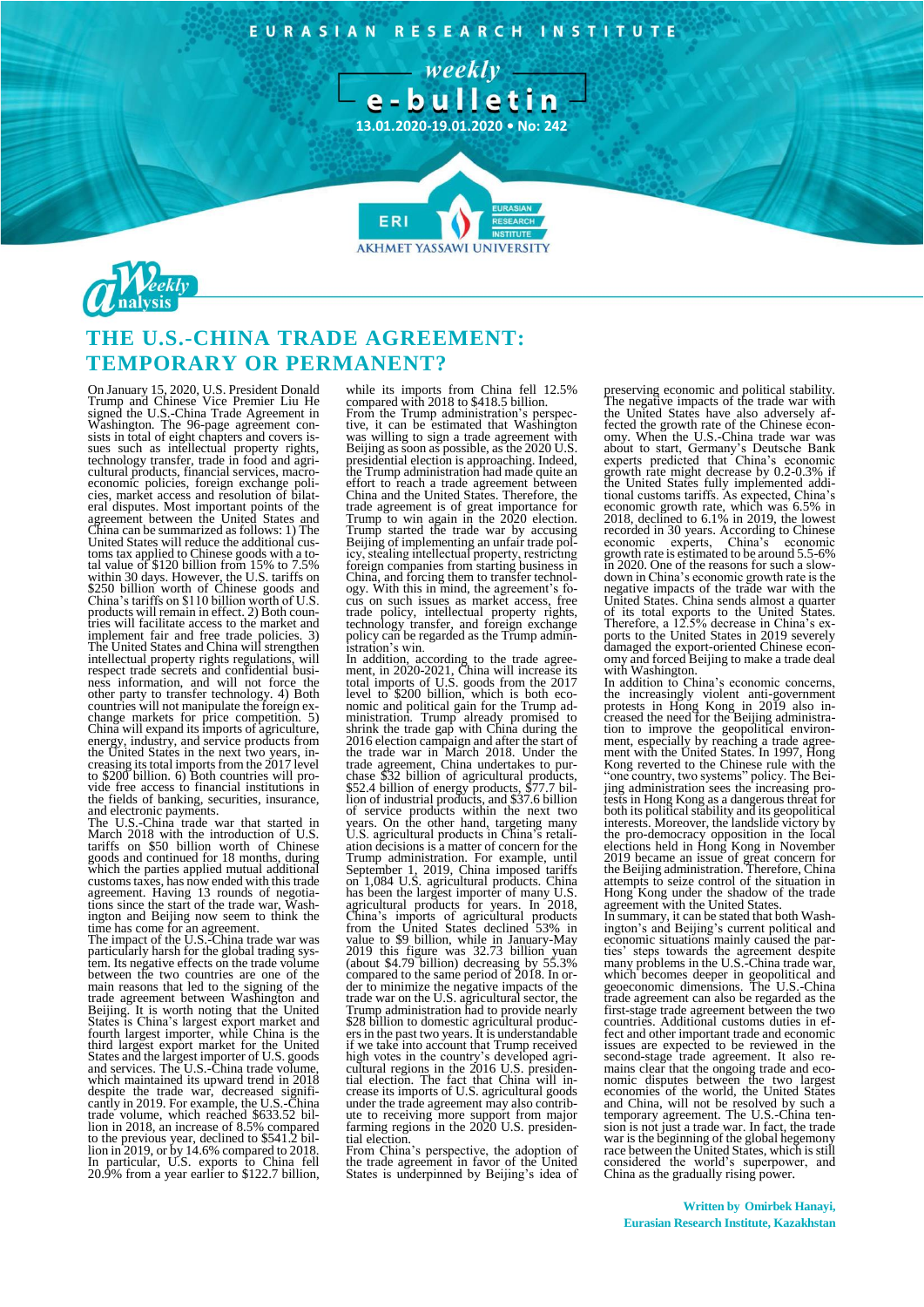EURASIAN RESEARCH INSTITUTE

weekly e-bulletin

13.01.2020-19.01.2020 • No: 242

Weekly Analysis

# THE U.S.-CHINA TRADE AGREEMENT: TEMPORARY OR PERMANENT?

On January 15, 2020, U.S. President Donald Trump and Chinese Vice Premier Liu He signed the U.S.-China Trade Agreement in Washington. The 96-page agreement consists in total of eight chapters and covers issues such as intellectual property rights, technology transfer, trade in food and agricultural products, financial services, macroeconomic policies, foreign exchange policies, market access and resolution of bilateral disputes. Most important points of the agreement between the United States and China can be summarized as follows: 1) The United States will reduce the additional customs tax applied to Chinese goods with a total value of $120 billion from 15% to 7.5% within 30 days. However, the U.S. tariffs on $250 billion worth of Chinese goods and China's tariffs on $110 billion worth of U.S. products will remain in effect. 2) Both countries will facilitate access to the market and implement fair and free trade policies. 3) The United States and China will strengthen intellectual property rights regulations, will respect trade secrets and confidential business information, and will not force the other party to transfer technology. 4) Both countries will not manipulate the foreign exchange markets for price competition. 5) China will expand its imports of agriculture, energy, industry, and service products from the United States in the next two years, increasing its total imports from the 2017 level to $200 billion. 6) Both countries will provide free access to financial institutions in the fields of banking, securities, insurance, and electronic payments.

The U.S.-China trade war that started in March 2018 with the introduction of U.S. tariffs on $50 billion worth of Chinese goods and continued for 18 months, during which the parties applied mutual additional customs taxes, has now ended with this trade agreement. Having 13 rounds of negotiations since the start of the trade war, Washington and Beijing now seem to think the time has come for an agreement.

The impact of the U.S.-China trade war was particularly harsh for the global trading system. Its negative effects on the trade volume between the two countries are one of the main reasons that led to the signing of the trade agreement between Washington and Beijing. It is worth noting that the United States is China's largest export market and fourth largest importer, while China is the third largest export market for the United States and the largest importer of U.S. goods and services. The U.S.-China trade volume, which maintained its upward trend in 2018 despite the trade war, decreased significantly in 2019. For example, the U.S.-China trade volume, which reached $633.52 billion in 2018, an increase of 8.5% compared to the previous year, declined to $541.2 billion in 2019, or by 14.6% compared to 2018. In particular, U.S. exports to China fell 20.9% from a year earlier to $122.7 billion, while its imports from China fell 12.5% compared with 2018 to $418.5 billion.

From the Trump administration's perspective, it can be estimated that Washington was willing to sign a trade agreement with Beijing as soon as possible, as the 2020 U.S. presidential election is approaching. Indeed, the Trump administration had made quite an effort to reach a trade agreement between China and the United States. Therefore, the trade agreement is of great importance for Trump to win again in the 2020 election. Trump started the trade war by accusing Beijing of implementing an unfair trade policy, stealing intellectual property, restricting foreign companies from starting business in China, and forcing them to transfer technology. With this in mind, the agreement's focus on such issues as market access, free trade policy, intellectual property rights, technology transfer, and foreign exchange policy can be regarded as the Trump administration's win.

In addition, according to the trade agreement, in 2020-2021, China will increase its total imports of U.S. goods from the 2017 level to $200 billion, which is both economic and political gain for the Trump administration. Trump already promised to shrink the trade gap with China during the 2016 election campaign and after the start of the trade war in March 2018. Under the trade agreement, China undertakes to purchase $32 billion of agricultural products, $52.4 billion of energy products, $77.7 billion of industrial products, and $37.6 billion of service products within the next two years. On the other hand, targeting many U.S. agricultural products in China's retaliation decisions is a matter of concern for the Trump administration. For example, until September 1, 2019, China imposed tariffs on 1,084 U.S. agricultural products. China has been the largest importer of many U.S. agricultural products for years. In 2018, China's imports of agricultural products from the United States declined 53% in value to $9 billion, while in January-May 2019 this figure was 32.73 billion yuan (about $4.79 billion) decreasing by 55.3% compared to the same period of 2018. In order to minimize the negative impacts of the trade war on the U.S. agricultural sector, the Trump administration had to provide nearly $28 billion to domestic agricultural producers in the past two years. It is understandable if we take into account that Trump received high votes in the country's developed agricultural regions in the 2016 U.S. presidential election. The fact that China will increase its imports of U.S. agricultural goods under the trade agreement may also contribute to receiving more support from major farming regions in the 2020 U.S. presidential election.

From China's perspective, the adoption of the trade agreement in favor of the United States is underpinned by Beijing's idea of preserving economic and political stability. The negative impacts of the trade war with the United States have also adversely affected the growth rate of the Chinese economy. When the U.S.-China trade war was about to start, Germany's Deutsche Bank experts predicted that China's economic growth rate might decrease by 0.2-0.3% if the United States fully implemented additional customs tariffs. As expected, China's economic growth rate, which was 6.5% in 2018, declined to 6.1% in 2019, the lowest recorded in 30 years. According to Chinese economic experts, China's economic growth rate is estimated to be around 5.5-6% in 2020. One of the reasons for such a slowdown in China's economic growth rate is the negative impacts of the trade war with the United States. China sends almost a quarter of its total exports to the United States. Therefore, a 12.5% decrease in China's exports to the United States in 2019 severely damaged the export-oriented Chinese economy and forced Beijing to make a trade deal with Washington.

In addition to China's economic concerns, the increasingly violent anti-government protests in Hong Kong in 2019 also increased the need for the Beijing administration to improve the geopolitical environment, especially by reaching a trade agreement with the United States. In 1997, Hong Kong reverted to the Chinese rule with the "one country, two systems" policy. The Beijing administration sees the increasing protests in Hong Kong as a dangerous threat for both its political stability and its geopolitical interests. Moreover, the landslide victory by the pro-democracy opposition in the local elections held in Hong Kong in November 2019 became an issue of great concern for the Beijing administration. Therefore, China attempts to seize control of the situation in Hong Kong under the shadow of the trade agreement with the United States.

In summary, it can be stated that both Washington's and Beijing's current political and economic situations mainly caused the parties' steps towards the agreement despite many problems in the U.S.-China trade war, which becomes deeper in geopolitical and geoeconomic dimensions. The U.S.-China trade agreement can also be regarded as the first-stage trade agreement between the two countries. Additional customs duties in effect and other important trade and economic issues are expected to be reviewed in the second-stage trade agreement. It also remains clear that the ongoing trade and economic disputes between the two largest economies of the world, the United States and China, will not be resolved by such a temporary agreement. The U.S.-China tension is not just a trade war. In fact, the trade war is the beginning of the global hegemony race between the United States, which is still considered the world's superpower, and China as the gradually rising power.

**Written by Omirbek Hanayi, Eurasian Research Institute, Kazakhstan**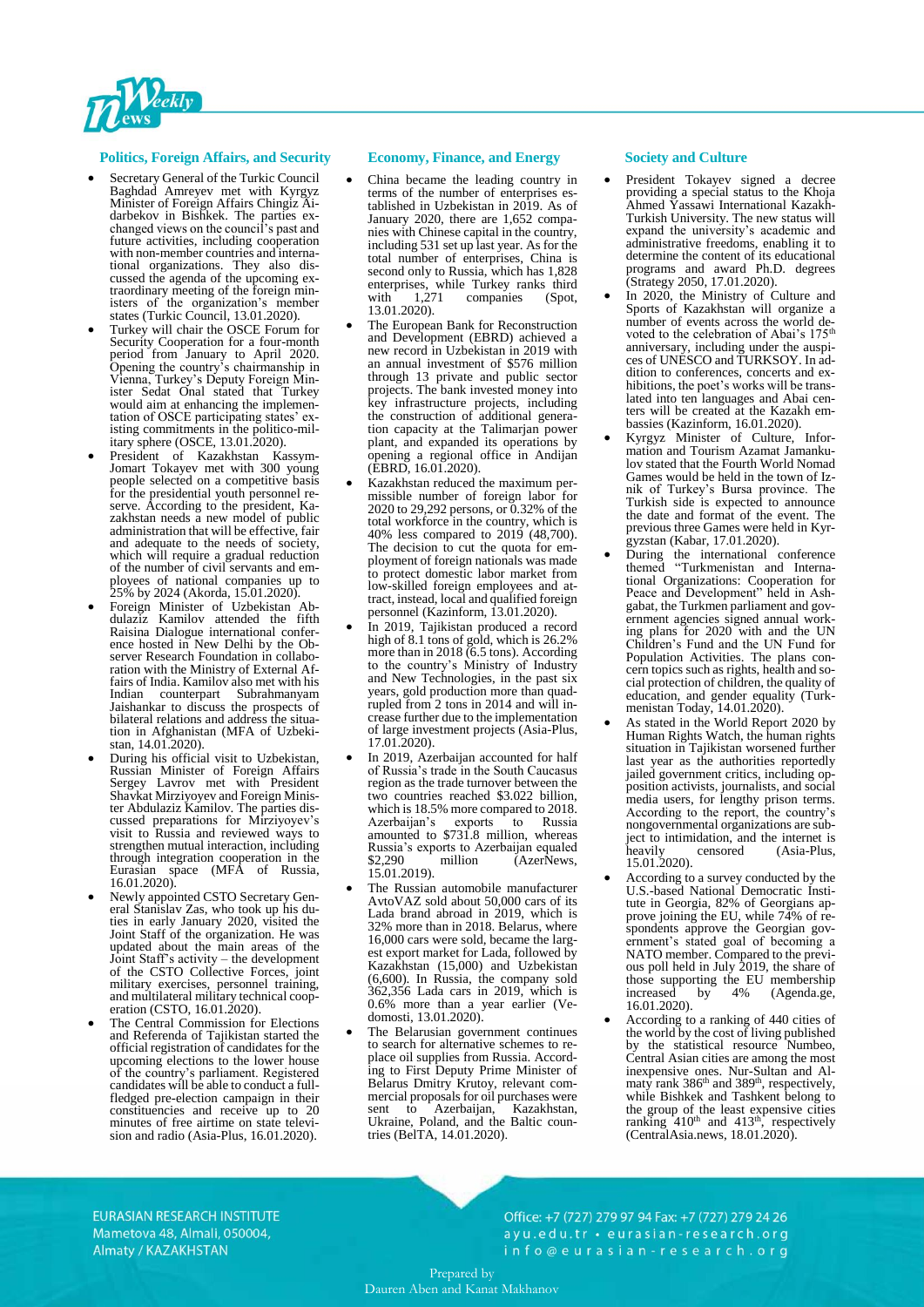## Politics, Foreign Affairs, and Security

- Secretary General of the Turkic Council Baghdad Amreyev met with Kyrgyz Minister of Foreign Affairs Chingiz Aidarbekov in Bishkek. The parties exchanged views on the council's past and future activities, including cooperation with non-member countries and international organizations. They also discussed the agenda of the upcoming extraordinary meeting of the foreign ministers of the organization's member states (Turkic Council, 13.01.2020).
- Turkey will chair the OSCE Forum for Security Cooperation for a four-month period from January to April 2020. Opening the country's chairmanship in Vienna, Turkey's Deputy Foreign Minister Sedat Onal stated that Turkey would aim at enhancing the implementation of OSCE participating states' existing commitments in the politico-military sphere (OSCE, 13.01.2020).
- President of Kazakhstan Kassym-Jomart Tokayev met with 300 young people selected on a competitive basis for the presidential youth personnel reserve. According to the president, Kazakhstan needs a new model of public administration that will be effective, fair and adequate to the needs of society, which will require a gradual reduction of the number of civil servants and employees of national companies up to 25% by 2024 (Akorda, 15.01.2020).
- Foreign Minister of Uzbekistan Abdulaziz Kamilov attended the fifth Raisina Dialogue international conference hosted in New Delhi by the Observer Research Foundation in collaboration with the Ministry of External Affairs of India. Kamilov also met with his Indian counterpart Subrahmanyam Jaishankar to discuss the prospects of bilateral relations and address the situation in Afghanistan (MFA of Uzbekistan, 14.01.2020).
- During his official visit to Uzbekistan, Russian Minister of Foreign Affairs Sergey Lavrov met with President Shavkat Mirziyoyev and Foreign Minister Abdulaziz Kamilov. The parties discussed preparations for Mirziyoyev's visit to Russia and reviewed ways to strengthen mutual interaction, including through integration cooperation in the Eurasian space (MFA of Russia, 16.01.2020).
- Newly appointed CSTO Secretary General Stanislav Zas, who took up his duties in early January 2020, visited the Joint Staff of the organization. He was updated about the main areas of the Joint Staff's activity – the development of the CSTO Collective Forces, joint military exercises, personnel training, and multilateral military technical cooperation (CSTO, 16.01.2020).
- The Central Commission for Elections and Referenda of Tajikistan started the official registration of candidates for the upcoming elections to the lower house of the country's parliament. Registered candidates will be able to conduct a full-fledged pre-election campaign in their constituencies and receive up to 20 minutes of free airtime on state television and radio (Asia-Plus, 16.01.2020).

## Economy, Finance, and Energy

- China became the leading country in terms of the number of enterprises established in Uzbekistan in 2019. As of January 2020, there are 1,652 companies with Chinese capital in the country, including 531 set up last year. As for the total number of enterprises, China is second only to Russia, which has 1,828 enterprises, while Turkey ranks third with 1,271 companies (Spot, 13.01.2020).
- The European Bank for Reconstruction and Development (EBRD) achieved a new record in Uzbekistan in 2019 with an annual investment of $576 million through 13 private and public sector projects. The bank invested money into key infrastructure projects, including the construction of additional generation capacity at the Talimarjan power plant, and expanded its operations by opening a regional office in Andijan (EBRD, 16.01.2020).
- Kazakhstan reduced the maximum permissible number of foreign labor for 2020 to 29,292 persons, or 0.32% of the total workforce in the country, which is 40% less compared to 2019 (48,700). The decision to cut the quota for employment of foreign nationals was made to protect domestic labor market from low-skilled foreign employees and attract, instead, local and qualified foreign personnel (Kazinform, 13.01.2020).
- In 2019, Tajikistan produced a record high of 8.1 tons of gold, which is 26.2% more than in 2018 (6.5 tons). According to the country's Ministry of Industry and New Technologies, in the past six years, gold production more than quadrupled from 2 tons in 2014 and will increase further due to the implementation of large investment projects (Asia-Plus, 17.01.2020).
- In 2019, Azerbaijan accounted for half of Russia's trade in the South Caucasus region as the trade turnover between the two countries reached $3.022 billion, which is 18.5% more compared to 2018. Azerbaijan's exports to Russia amounted to $731.8 million, whereas Russia's exports to Azerbaijan equaled $2,290 million (AzerNews, 15.01.2019).
- The Russian automobile manufacturer AvtoVAZ sold about 50,000 cars of its Lada brand abroad in 2019, which is 32% more than in 2018. Belarus, where 16,000 cars were sold, became the largest export market for Lada, followed by Kazakhstan (15,000) and Uzbekistan (6,600). In Russia, the company sold 362,356 Lada cars in 2019, which is 0.6% more than a year earlier (Vedomosti, 13.01.2020).
- The Belarusian government continues to search for alternative schemes to replace oil supplies from Russia. According to First Deputy Prime Minister of Belarus Dmitry Krutoy, relevant commercial proposals for oil purchases were sent to Azerbaijan, Kazakhstan, Ukraine, Poland, and the Baltic countries (BelTA, 14.01.2020).

## Society and Culture

- President Tokayev signed a decree providing a special status to the Khoja Ahmed Yassawi International Kazakh-Turkish University. The new status will expand the university's academic and administrative freedoms, enabling it to determine the content of its educational programs and award Ph.D. degrees (Strategy 2050, 17.01.2020).
- In 2020, the Ministry of Culture and Sports of Kazakhstan will organize a number of events across the world devoted to the celebration of Abai's 175th anniversary, including under the auspices of UNESCO and TURKSOY. In addition to conferences, concerts and exhibitions, the poet's works will be translated into ten languages and Abai centers will be created at the Kazakh embassies (Kazinform, 16.01.2020).
- Kyrgyz Minister of Culture, Information and Tourism Azamat Jamankulov stated that the Fourth World Nomad Games would be held in the town of Iznik of Turkey's Bursa province. The Turkish side is expected to announce the date and format of the event. The previous three Games were held in Kyrgyzstan (Kabar, 17.01.2020).
- During the international conference themed "Turkmenistan and International Organizations: Cooperation for Peace and Development" held in Ashgabat, the Turkmen parliament and government agencies signed annual working plans for 2020 with and the UN Children's Fund and the UN Fund for Population Activities. The plans concern topics such as rights, health and social protection of children, the quality of education, and gender equality (Turkmenistan Today, 14.01.2020).
- As stated in the World Report 2020 by Human Rights Watch, the human rights situation in Tajikistan worsened further last year as the authorities reportedly jailed government critics, including opposition activists, journalists, and social media users, for lengthy prison terms. According to the report, the country's nongovernmental organizations are subject to intimidation, and the internet is heavily censored (Asia-Plus, 15.01.2020).
- According to a survey conducted by the U.S.-based National Democratic Institute in Georgia, 82% of Georgians approve joining the EU, while 74% of respondents approve the Georgian government's stated goal of becoming a NATO member. Compared to the previous poll held in July 2019, the share of those supporting the EU membership increased by 4% (Agenda.ge, 16.01.2020).
- According to a ranking of 440 cities of the world by the cost of living published by the statistical resource Numbeo, Central Asian cities are among the most inexpensive ones. Nur-Sultan and Almaty rank 386th and 389th, respectively, while Bishkek and Tashkent belong to the group of the least expensive cities ranking 410th and 413th, respectively (CentralAsia.news, 18.01.2020).

EURASIAN RESEARCH INSTITUTE
Mametova 48, Almali, 050004,
Almaty / KAZAKHSTAN

Office: +7 (727) 279 97 94 Fax: +7 (727) 279 24 26
ayu.edu.tr • eurasian-research.org
info@eurasian-research.org

Prepared by
Dauren Aben and Kanat Makhanov